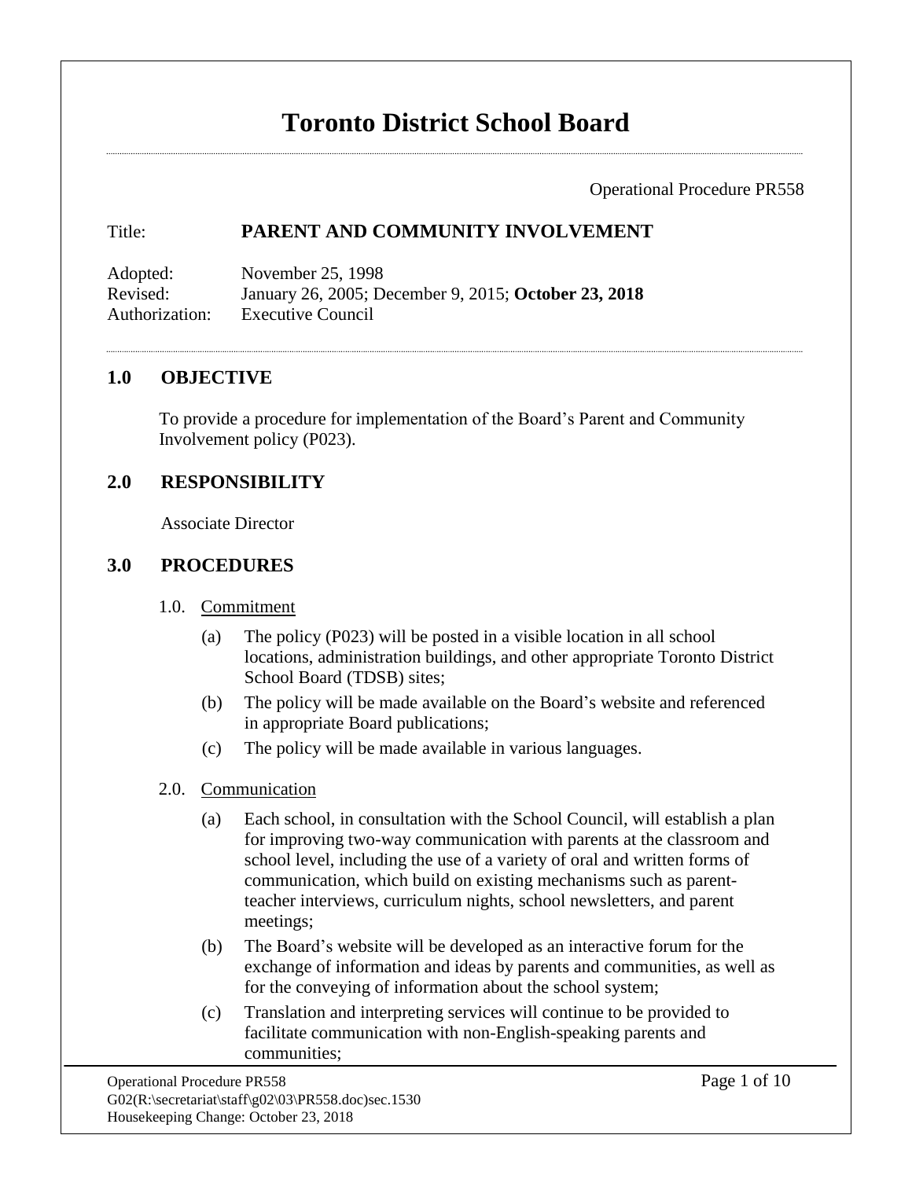# Toronto District School Board

Operational Procedure PR558

**Title:** **PARENT AND COMMUNITY INVOLVEMENT**

Adopted: November 25, 1998
Revised: January 26, 2005; December 9, 2015; **October 23, 2018**
Authorization: Executive Council

## 1.0 OBJECTIVE

To provide a procedure for implementation of the Board's Parent and Community Involvement policy (P023).

## 2.0 RESPONSIBILITY

Associate Director

## 3.0 PROCEDURES

1.0. Commitment

(a) The policy (P023) will be posted in a visible location in all school locations, administration buildings, and other appropriate Toronto District School Board (TDSB) sites;

(b) The policy will be made available on the Board's website and referenced in appropriate Board publications;

(c) The policy will be made available in various languages.

2.0. Communication

(a) Each school, in consultation with the School Council, will establish a plan for improving two-way communication with parents at the classroom and school level, including the use of a variety of oral and written forms of communication, which build on existing mechanisms such as parent-teacher interviews, curriculum nights, school newsletters, and parent meetings;

(b) The Board's website will be developed as an interactive forum for the exchange of information and ideas by parents and communities, as well as for the conveying of information about the school system;

(c) Translation and interpreting services will continue to be provided to facilitate communication with non-English-speaking parents and communities;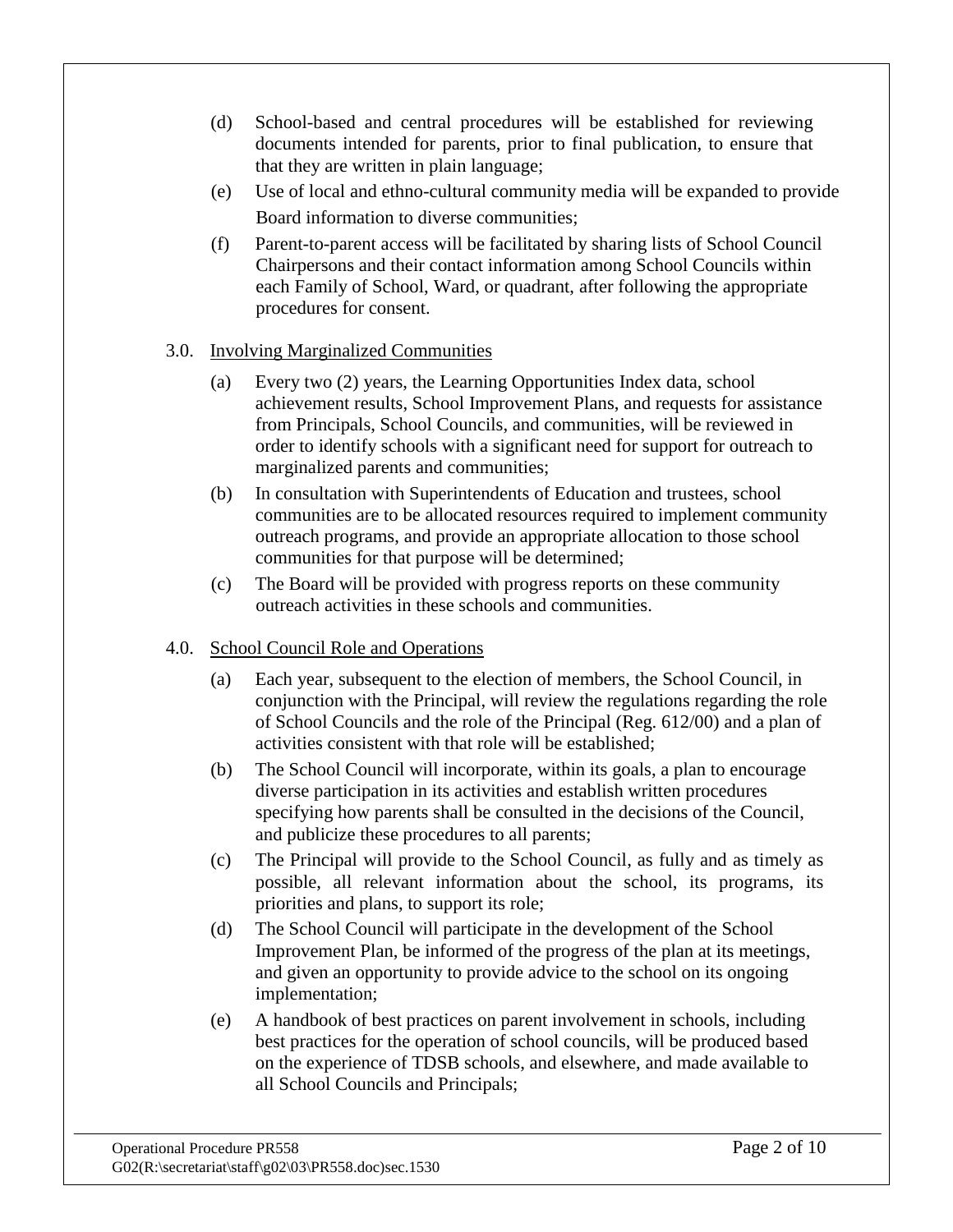(d) School-based and central procedures will be established for reviewing documents intended for parents, prior to final publication, to ensure that that they are written in plain language;

(e) Use of local and ethno-cultural community media will be expanded to provide Board information to diverse communities;

(f) Parent-to-parent access will be facilitated by sharing lists of School Council Chairpersons and their contact information among School Councils within each Family of School, Ward, or quadrant, after following the appropriate procedures for consent.

3.0. Involving Marginalized Communities

(a) Every two (2) years, the Learning Opportunities Index data, school achievement results, School Improvement Plans, and requests for assistance from Principals, School Councils, and communities, will be reviewed in order to identify schools with a significant need for support for outreach to marginalized parents and communities;

(b) In consultation with Superintendents of Education and trustees, school communities are to be allocated resources required to implement community outreach programs, and provide an appropriate allocation to those school communities for that purpose will be determined;

(c) The Board will be provided with progress reports on these community outreach activities in these schools and communities.

4.0. School Council Role and Operations

(a) Each year, subsequent to the election of members, the School Council, in conjunction with the Principal, will review the regulations regarding the role of School Councils and the role of the Principal (Reg. 612/00) and a plan of activities consistent with that role will be established;

(b) The School Council will incorporate, within its goals, a plan to encourage diverse participation in its activities and establish written procedures specifying how parents shall be consulted in the decisions of the Council, and publicize these procedures to all parents;

(c) The Principal will provide to the School Council, as fully and as timely as possible, all relevant information about the school, its programs, its priorities and plans, to support its role;

(d) The School Council will participate in the development of the School Improvement Plan, be informed of the progress of the plan at its meetings, and given an opportunity to provide advice to the school on its ongoing implementation;

(e) A handbook of best practices on parent involvement in schools, including best practices for the operation of school councils, will be produced based on the experience of TDSB schools, and elsewhere, and made available to all School Councils and Principals;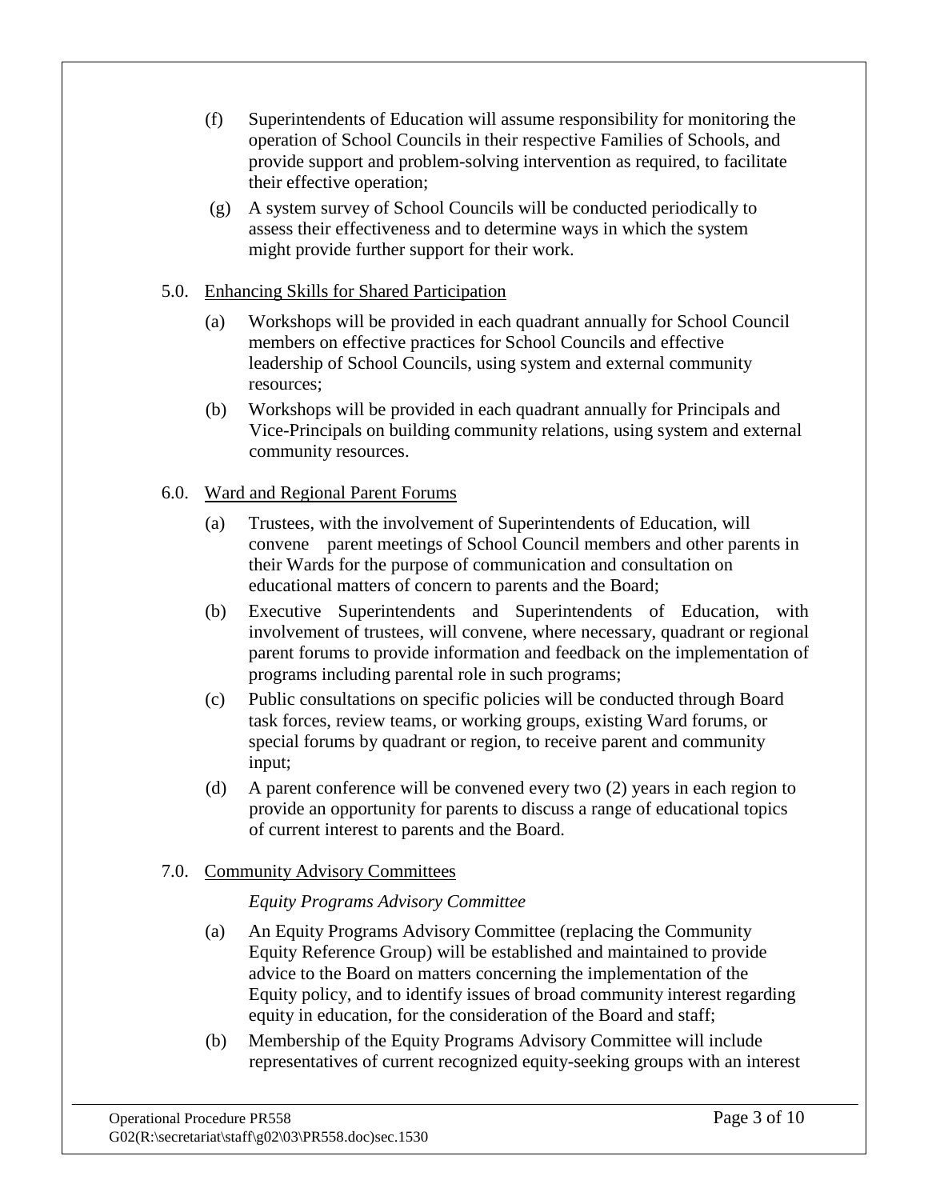(f) Superintendents of Education will assume responsibility for monitoring the operation of School Councils in their respective Families of Schools, and provide support and problem-solving intervention as required, to facilitate their effective operation;

(g) A system survey of School Councils will be conducted periodically to assess their effectiveness and to determine ways in which the system might provide further support for their work.

5.0. Enhancing Skills for Shared Participation

(a) Workshops will be provided in each quadrant annually for School Council members on effective practices for School Councils and effective leadership of School Councils, using system and external community resources;

(b) Workshops will be provided in each quadrant annually for Principals and Vice-Principals on building community relations, using system and external community resources.

6.0. Ward and Regional Parent Forums

(a) Trustees, with the involvement of Superintendents of Education, will convene parent meetings of School Council members and other parents in their Wards for the purpose of communication and consultation on educational matters of concern to parents and the Board;

(b) Executive Superintendents and Superintendents of Education, with involvement of trustees, will convene, where necessary, quadrant or regional parent forums to provide information and feedback on the implementation of programs including parental role in such programs;

(c) Public consultations on specific policies will be conducted through Board task forces, review teams, or working groups, existing Ward forums, or special forums by quadrant or region, to receive parent and community input;

(d) A parent conference will be convened every two (2) years in each region to provide an opportunity for parents to discuss a range of educational topics of current interest to parents and the Board.

7.0. Community Advisory Committees

*Equity Programs Advisory Committee*

(a) An Equity Programs Advisory Committee (replacing the Community Equity Reference Group) will be established and maintained to provide advice to the Board on matters concerning the implementation of the Equity policy, and to identify issues of broad community interest regarding equity in education, for the consideration of the Board and staff;

(b) Membership of the Equity Programs Advisory Committee will include representatives of current recognized equity-seeking groups with an interest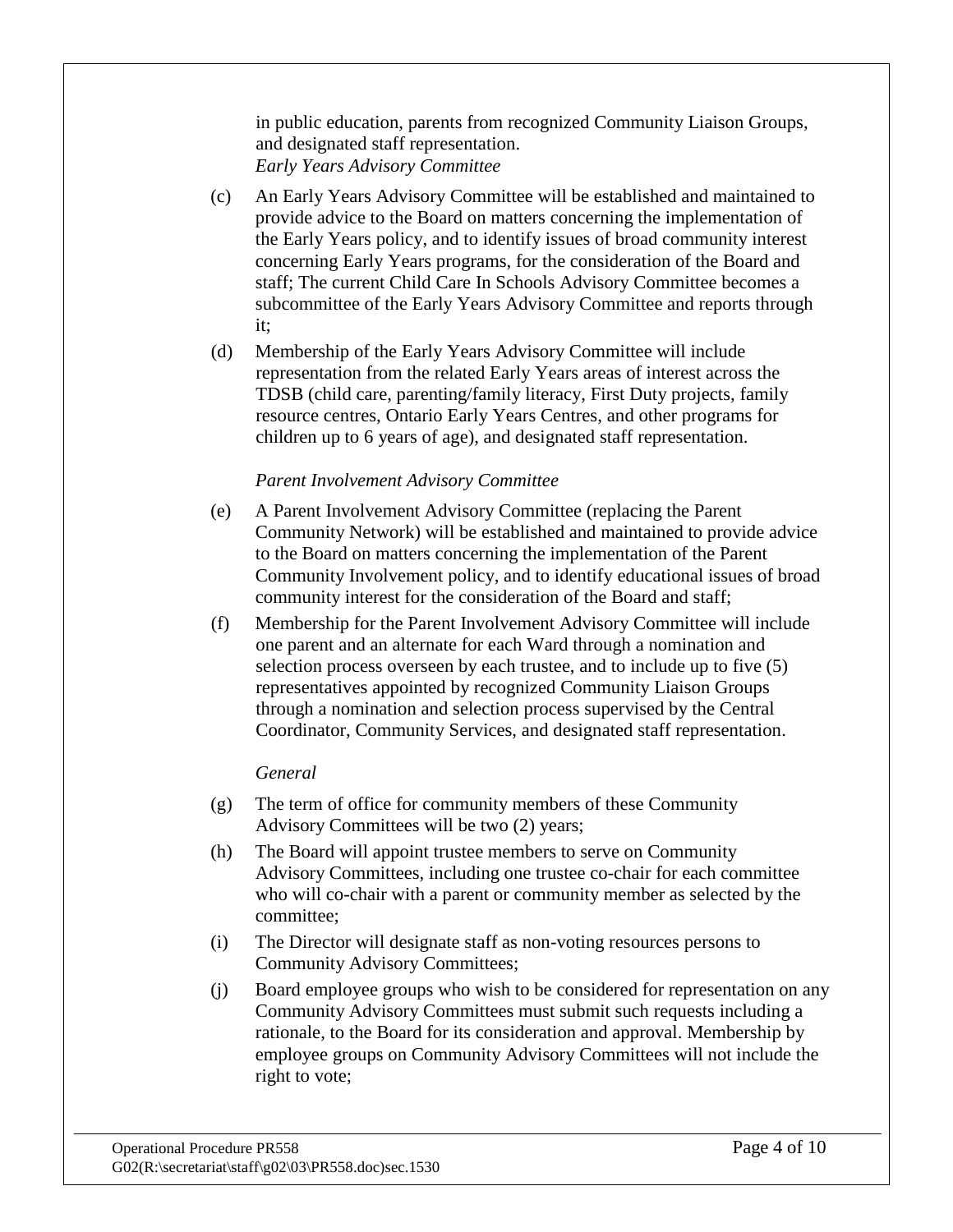in public education, parents from recognized Community Liaison Groups, and designated staff representation.

*Early Years Advisory Committee*

(c) An Early Years Advisory Committee will be established and maintained to provide advice to the Board on matters concerning the implementation of the Early Years policy, and to identify issues of broad community interest concerning Early Years programs, for the consideration of the Board and staff; The current Child Care In Schools Advisory Committee becomes a subcommittee of the Early Years Advisory Committee and reports through it;

(d) Membership of the Early Years Advisory Committee will include representation from the related Early Years areas of interest across the TDSB (child care, parenting/family literacy, First Duty projects, family resource centres, Ontario Early Years Centres, and other programs for children up to 6 years of age), and designated staff representation.

*Parent Involvement Advisory Committee*

(e) A Parent Involvement Advisory Committee (replacing the Parent Community Network) will be established and maintained to provide advice to the Board on matters concerning the implementation of the Parent Community Involvement policy, and to identify educational issues of broad community interest for the consideration of the Board and staff;

(f) Membership for the Parent Involvement Advisory Committee will include one parent and an alternate for each Ward through a nomination and selection process overseen by each trustee, and to include up to five (5) representatives appointed by recognized Community Liaison Groups through a nomination and selection process supervised by the Central Coordinator, Community Services, and designated staff representation.

*General*

(g) The term of office for community members of these Community Advisory Committees will be two (2) years;

(h) The Board will appoint trustee members to serve on Community Advisory Committees, including one trustee co-chair for each committee who will co-chair with a parent or community member as selected by the committee;

(i) The Director will designate staff as non-voting resources persons to Community Advisory Committees;

(j) Board employee groups who wish to be considered for representation on any Community Advisory Committees must submit such requests including a rationale, to the Board for its consideration and approval. Membership by employee groups on Community Advisory Committees will not include the right to vote;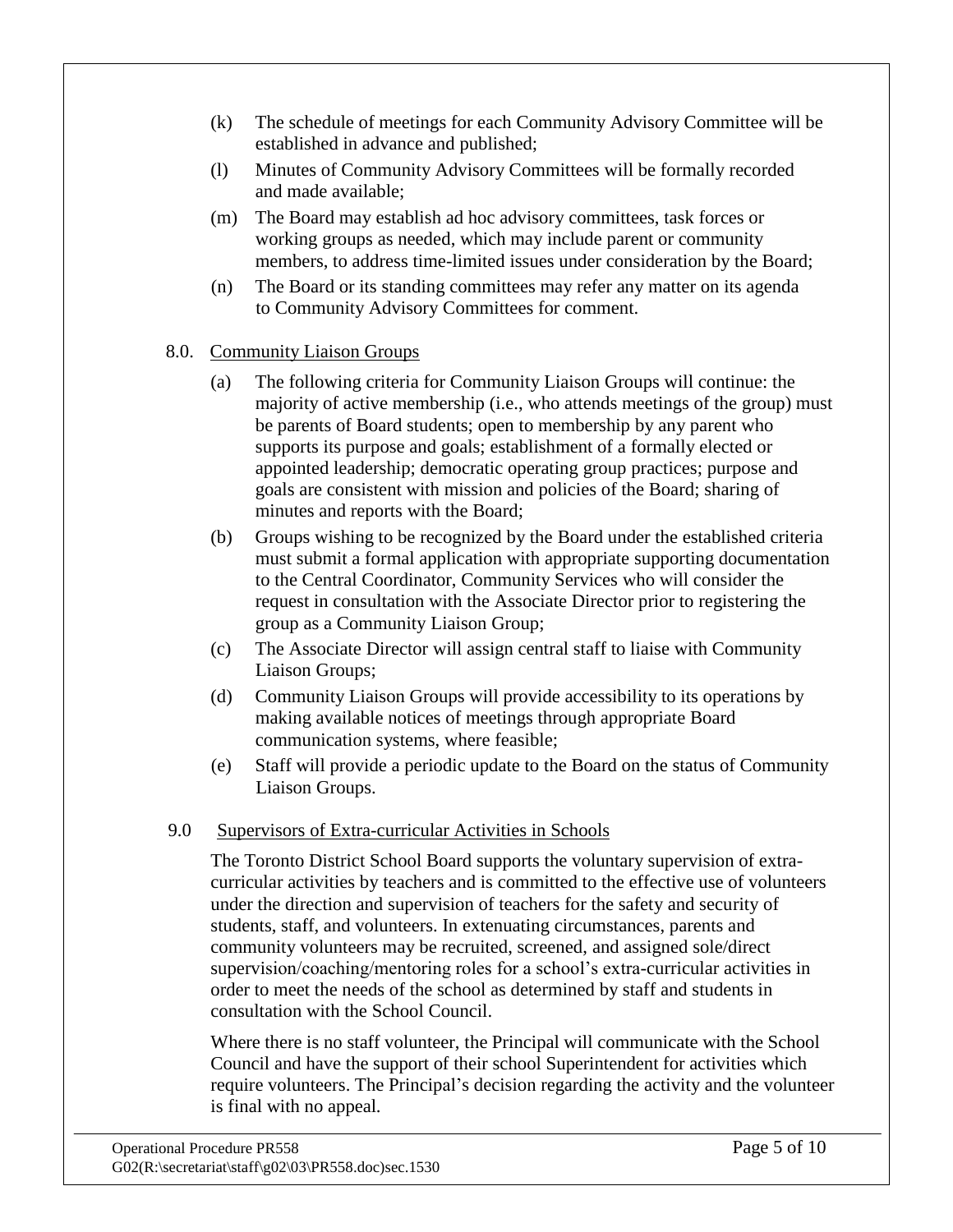(k) The schedule of meetings for each Community Advisory Committee will be established in advance and published;

(l) Minutes of Community Advisory Committees will be formally recorded and made available;

(m) The Board may establish ad hoc advisory committees, task forces or working groups as needed, which may include parent or community members, to address time-limited issues under consideration by the Board;

(n) The Board or its standing committees may refer any matter on its agenda to Community Advisory Committees for comment.

## 8.0. Community Liaison Groups

(a) The following criteria for Community Liaison Groups will continue: the majority of active membership (i.e., who attends meetings of the group) must be parents of Board students; open to membership by any parent who supports its purpose and goals; establishment of a formally elected or appointed leadership; democratic operating group practices; purpose and goals are consistent with mission and policies of the Board; sharing of minutes and reports with the Board;

(b) Groups wishing to be recognized by the Board under the established criteria must submit a formal application with appropriate supporting documentation to the Central Coordinator, Community Services who will consider the request in consultation with the Associate Director prior to registering the group as a Community Liaison Group;

(c) The Associate Director will assign central staff to liaise with Community Liaison Groups;

(d) Community Liaison Groups will provide accessibility to its operations by making available notices of meetings through appropriate Board communication systems, where feasible;

(e) Staff will provide a periodic update to the Board on the status of Community Liaison Groups.

## 9.0 Supervisors of Extra-curricular Activities in Schools

The Toronto District School Board supports the voluntary supervision of extra-curricular activities by teachers and is committed to the effective use of volunteers under the direction and supervision of teachers for the safety and security of students, staff, and volunteers. In extenuating circumstances, parents and community volunteers may be recruited, screened, and assigned sole/direct supervision/coaching/mentoring roles for a school's extra-curricular activities in order to meet the needs of the school as determined by staff and students in consultation with the School Council.

Where there is no staff volunteer, the Principal will communicate with the School Council and have the support of their school Superintendent for activities which require volunteers. The Principal's decision regarding the activity and the volunteer is final with no appeal.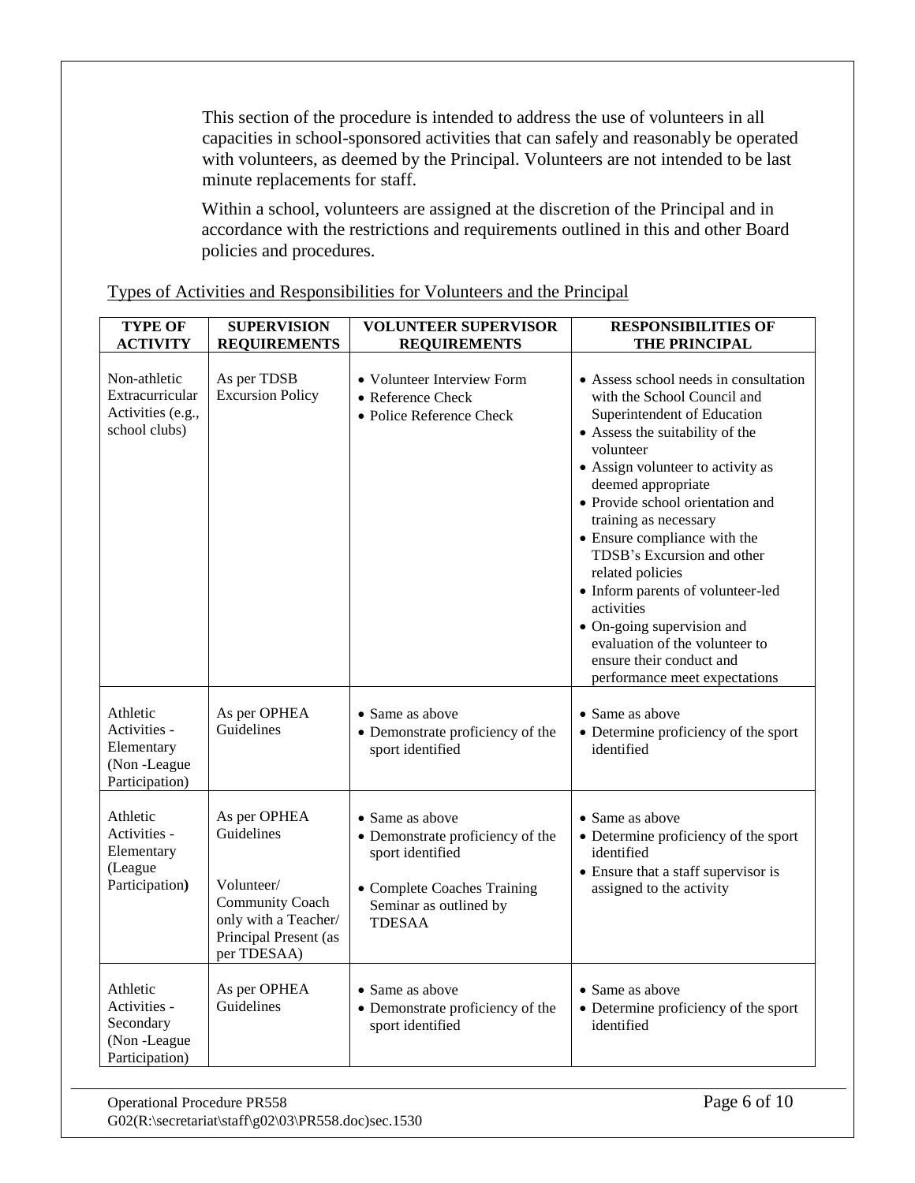This section of the procedure is intended to address the use of volunteers in all capacities in school-sponsored activities that can safely and reasonably be operated with volunteers, as deemed by the Principal. Volunteers are not intended to be last minute replacements for staff.

Within a school, volunteers are assigned at the discretion of the Principal and in accordance with the restrictions and requirements outlined in this and other Board policies and procedures.

<u>Types of Activities and Responsibilities for Volunteers and the Principal</u>

| TYPE OF ACTIVITY | SUPERVISION REQUIREMENTS | VOLUNTEER SUPERVISOR REQUIREMENTS | RESPONSIBILITIES OF THE PRINCIPAL |
|---|---|---|---|
| Non-athletic Extracurricular Activities (e.g., school clubs) | As per TDSB Excursion Policy | • Volunteer Interview Form<br>• Reference Check<br>• Police Reference Check | • Assess school needs in consultation with the School Council and Superintendent of Education<br>• Assess the suitability of the volunteer<br>• Assign volunteer to activity as deemed appropriate<br>• Provide school orientation and training as necessary<br>• Ensure compliance with the TDSB's Excursion and other related policies<br>• Inform parents of volunteer-led activities<br>• On-going supervision and evaluation of the volunteer to ensure their conduct and performance meet expectations |
| Athletic Activities - Elementary (Non -League Participation) | As per OPHEA Guidelines | • Same as above<br>• Demonstrate proficiency of the sport identified | • Same as above<br>• Determine proficiency of the sport identified |
| Athletic Activities - Elementary (League Participation**)** | As per OPHEA Guidelines<br><br>Volunteer/ Community Coach only with a Teacher/ Principal Present (as per TDESAA) | • Same as above<br>• Demonstrate proficiency of the sport identified<br><br>• Complete Coaches Training Seminar as outlined by TDESAA | • Same as above<br>• Determine proficiency of the sport identified<br>• Ensure that a staff supervisor is assigned to the activity |
| Athletic Activities - Secondary (Non -League Participation) | As per OPHEA Guidelines | • Same as above<br>• Demonstrate proficiency of the sport identified | • Same as above<br>• Determine proficiency of the sport identified |

Operational Procedure PR558
G02(R:\secretariat\staff\g02\03\PR558.doc)sec.1530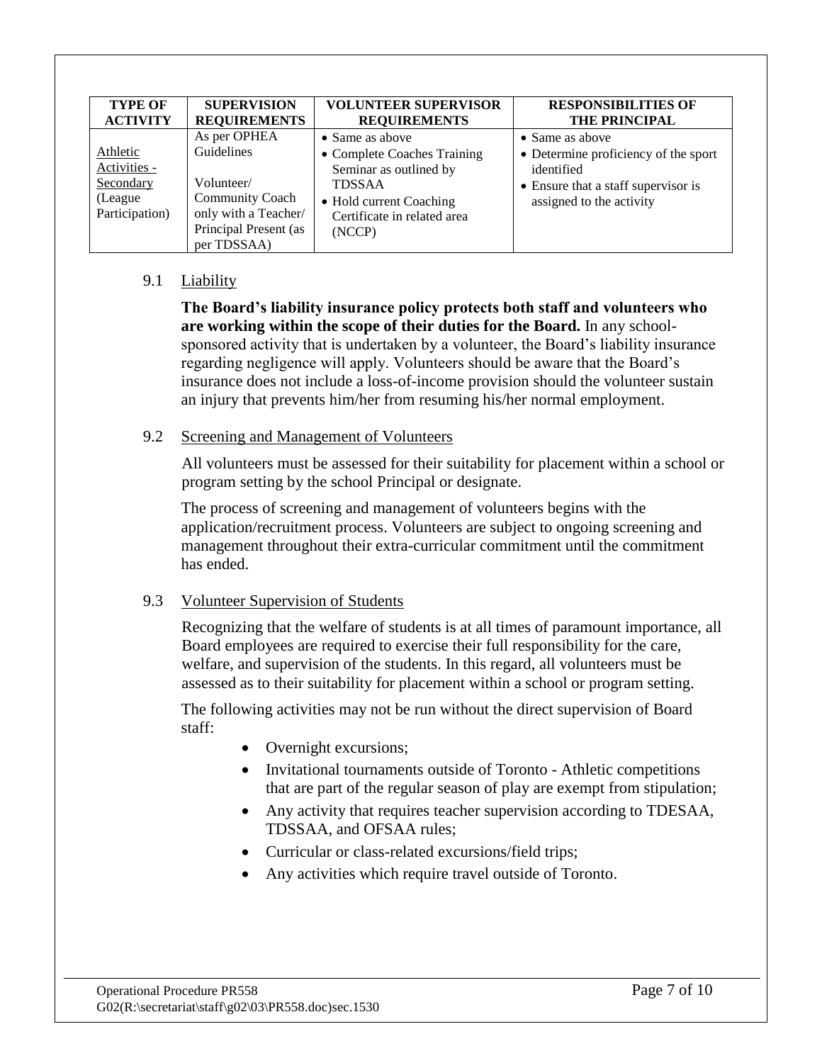| TYPE OF ACTIVITY | SUPERVISION REQUIREMENTS | VOLUNTEER SUPERVISOR REQUIREMENTS | RESPONSIBILITIES OF THE PRINCIPAL |
|---|---|---|---|
| Athletic Activities - Secondary (League Participation) | As per OPHEA Guidelines<br><br>Volunteer/ Community Coach only with a Teacher/ Principal Present (as per TDSSAA) | • Same as above<br>• Complete Coaches Training Seminar as outlined by TDSSAA<br>• Hold current Coaching Certificate in related area (NCCP) | • Same as above<br>• Determine proficiency of the sport identified<br>• Ensure that a staff supervisor is assigned to the activity |

### 9.1 Liability

**The Board's liability insurance policy protects both staff and volunteers who are working within the scope of their duties for the Board.** In any school-sponsored activity that is undertaken by a volunteer, the Board's liability insurance regarding negligence will apply. Volunteers should be aware that the Board's insurance does not include a loss-of-income provision should the volunteer sustain an injury that prevents him/her from resuming his/her normal employment.

### 9.2 Screening and Management of Volunteers

All volunteers must be assessed for their suitability for placement within a school or program setting by the school Principal or designate.

The process of screening and management of volunteers begins with the application/recruitment process. Volunteers are subject to ongoing screening and management throughout their extra-curricular commitment until the commitment has ended.

### 9.3 Volunteer Supervision of Students

Recognizing that the welfare of students is at all times of paramount importance, all Board employees are required to exercise their full responsibility for the care, welfare, and supervision of the students. In this regard, all volunteers must be assessed as to their suitability for placement within a school or program setting.

The following activities may not be run without the direct supervision of Board staff:

- Overnight excursions;
- Invitational tournaments outside of Toronto - Athletic competitions that are part of the regular season of play are exempt from stipulation;
- Any activity that requires teacher supervision according to TDESAA, TDSSAA, and OFSAA rules;
- Curricular or class-related excursions/field trips;
- Any activities which require travel outside of Toronto.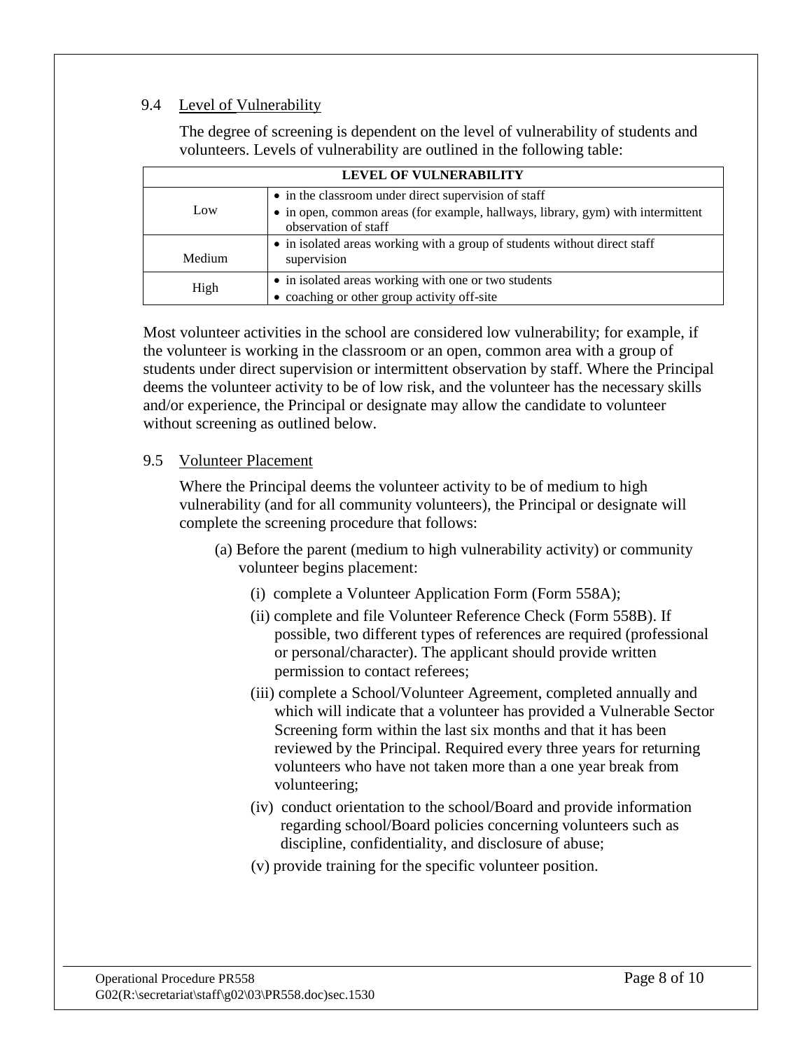### 9.4 Level of Vulnerability

The degree of screening is dependent on the level of vulnerability of students and volunteers. Levels of vulnerability are outlined in the following table:

| LEVEL OF VULNERABILITY | |
|---|---|
| Low | • in the classroom under direct supervision of staff<br>• in open, common areas (for example, hallways, library, gym) with intermittent observation of staff |
| Medium | • in isolated areas working with a group of students without direct staff supervision |
| High | • in isolated areas working with one or two students<br>• coaching or other group activity off-site |

Most volunteer activities in the school are considered low vulnerability; for example, if the volunteer is working in the classroom or an open, common area with a group of students under direct supervision or intermittent observation by staff. Where the Principal deems the volunteer activity to be of low risk, and the volunteer has the necessary skills and/or experience, the Principal or designate may allow the candidate to volunteer without screening as outlined below.

### 9.5 Volunteer Placement

Where the Principal deems the volunteer activity to be of medium to high vulnerability (and for all community volunteers), the Principal or designate will complete the screening procedure that follows:

(a) Before the parent (medium to high vulnerability activity) or community volunteer begins placement:

(i) complete a Volunteer Application Form (Form 558A);

(ii) complete and file Volunteer Reference Check (Form 558B). If possible, two different types of references are required (professional or personal/character). The applicant should provide written permission to contact referees;

(iii) complete a School/Volunteer Agreement, completed annually and which will indicate that a volunteer has provided a Vulnerable Sector Screening form within the last six months and that it has been reviewed by the Principal. Required every three years for returning volunteers who have not taken more than a one year break from volunteering;

(iv) conduct orientation to the school/Board and provide information regarding school/Board policies concerning volunteers such as discipline, confidentiality, and disclosure of abuse;

(v) provide training for the specific volunteer position.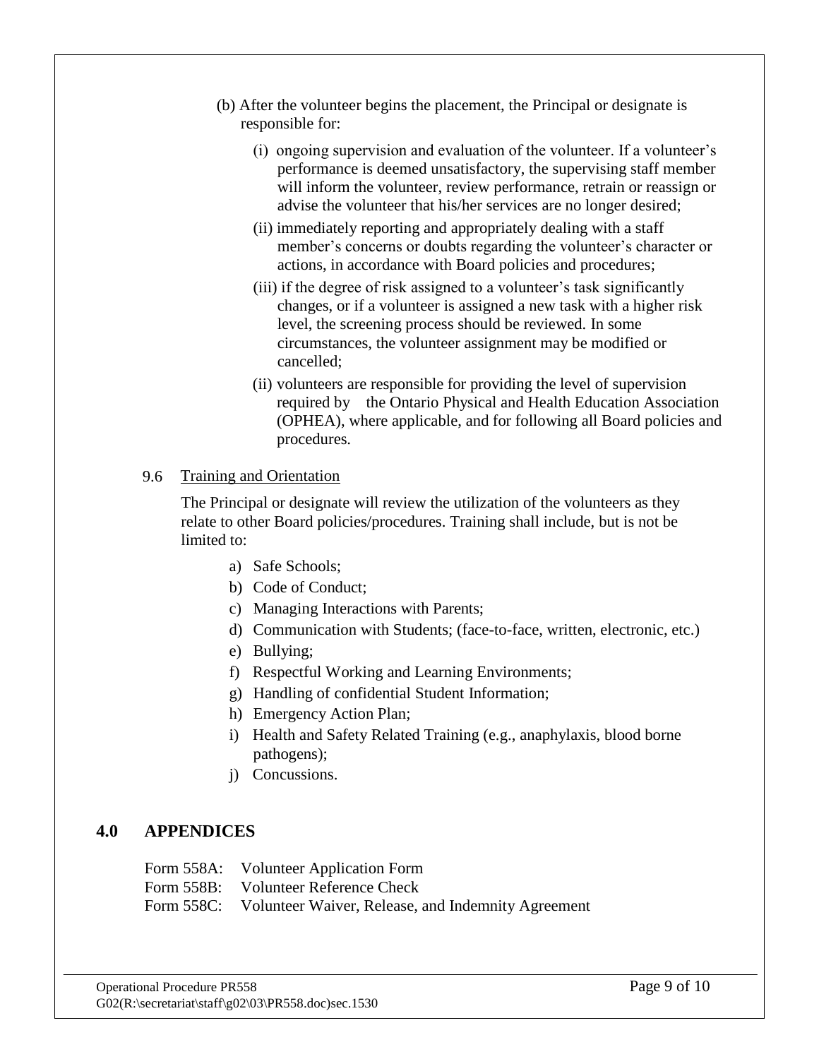(b) After the volunteer begins the placement, the Principal or designate is responsible for:

(i) ongoing supervision and evaluation of the volunteer. If a volunteer's performance is deemed unsatisfactory, the supervising staff member will inform the volunteer, review performance, retrain or reassign or advise the volunteer that his/her services are no longer desired;

(ii) immediately reporting and appropriately dealing with a staff member's concerns or doubts regarding the volunteer's character or actions, in accordance with Board policies and procedures;

(iii) if the degree of risk assigned to a volunteer's task significantly changes, or if a volunteer is assigned a new task with a higher risk level, the screening process should be reviewed. In some circumstances, the volunteer assignment may be modified or cancelled;

(ii) volunteers are responsible for providing the level of supervision required by the Ontario Physical and Health Education Association (OPHEA), where applicable, and for following all Board policies and procedures.

9.6 Training and Orientation

The Principal or designate will review the utilization of the volunteers as they relate to other Board policies/procedures. Training shall include, but is not be limited to:

a) Safe Schools;
b) Code of Conduct;
c) Managing Interactions with Parents;
d) Communication with Students; (face-to-face, written, electronic, etc.)
e) Bullying;
f) Respectful Working and Learning Environments;
g) Handling of confidential Student Information;
h) Emergency Action Plan;
i) Health and Safety Related Training (e.g., anaphylaxis, blood borne pathogens);
j) Concussions.

## 4.0 APPENDICES

Form 558A: Volunteer Application Form
Form 558B: Volunteer Reference Check
Form 558C: Volunteer Waiver, Release, and Indemnity Agreement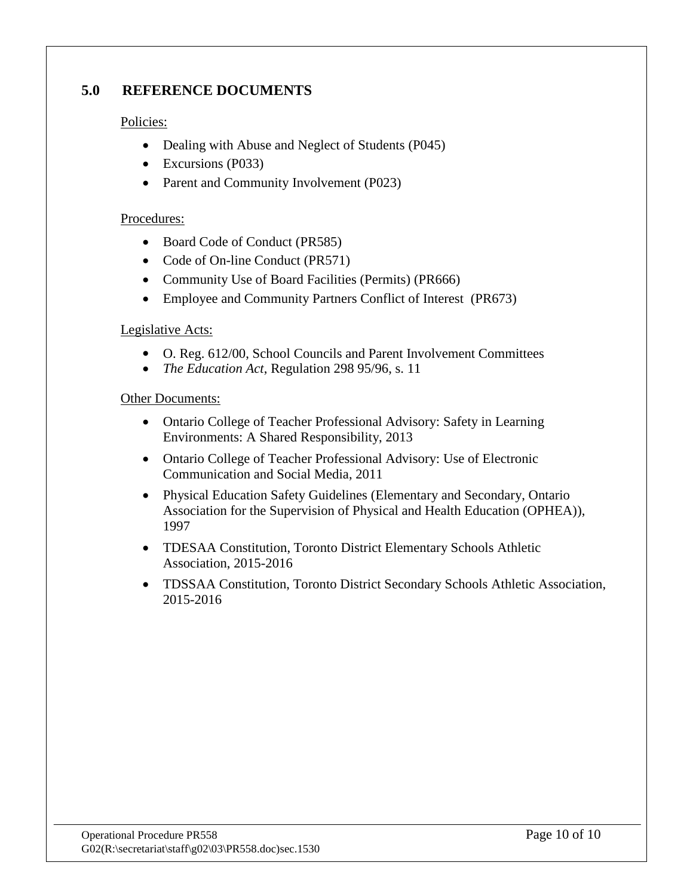## 5.0 REFERENCE DOCUMENTS

Policies:

- Dealing with Abuse and Neglect of Students (P045)
- Excursions (P033)
- Parent and Community Involvement (P023)

Procedures:

- Board Code of Conduct (PR585)
- Code of On-line Conduct (PR571)
- Community Use of Board Facilities (Permits) (PR666)
- Employee and Community Partners Conflict of Interest (PR673)

Legislative Acts:

- O. Reg. 612/00, School Councils and Parent Involvement Committees
- *The Education Act*, Regulation 298 95/96, s. 11

Other Documents:

- Ontario College of Teacher Professional Advisory: Safety in Learning Environments: A Shared Responsibility, 2013
- Ontario College of Teacher Professional Advisory: Use of Electronic Communication and Social Media, 2011
- Physical Education Safety Guidelines (Elementary and Secondary, Ontario Association for the Supervision of Physical and Health Education (OPHEA)), 1997
- TDESAA Constitution, Toronto District Elementary Schools Athletic Association, 2015-2016
- TDSSAA Constitution, Toronto District Secondary Schools Athletic Association, 2015-2016